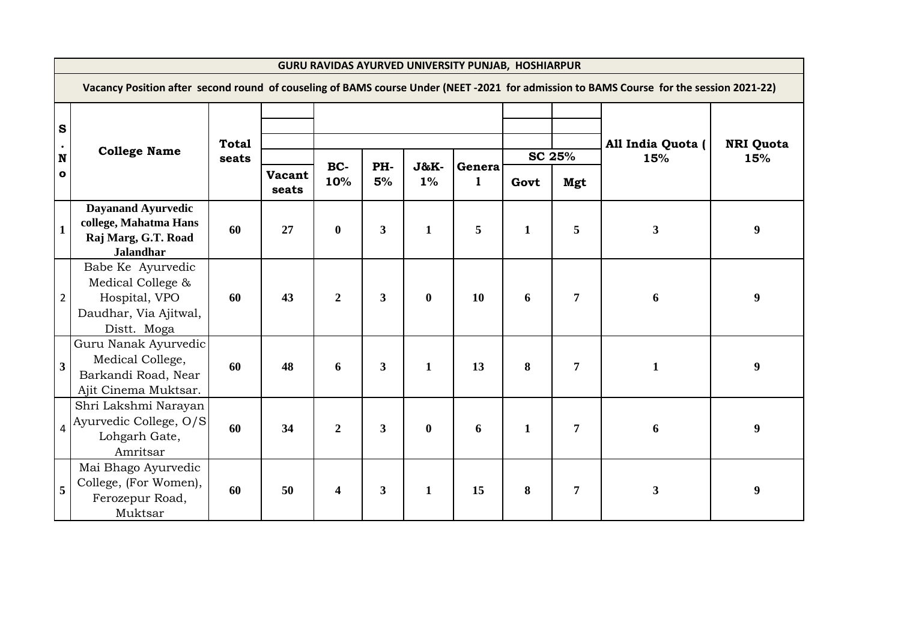# GURU RAVIDAS AYURVED UNIVERSITY PUNJAB, HOSHIARPUR

## Vacancy Position after second round of couseling of BAMS course Under (NEET -2021 for admission to BAMS Course for the session 2021-22)

| S. No | College Name | Total seats | Vacant seats | BC-10% | PH-5% | J&K-1% | General | SC 25% | | All India Quota ( 15% | NRI Quota 15% |
|---|---|---|---|---|---|---|---|---|---|---|---|
| | | | | | | | | Govt | Mgt | | |
| 1 | **Dayanand Ayurvedic college, Mahatma Hans Raj Marg, G.T. Road Jalandhar** | 60 | 27 | 0 | 3 | 1 | 5 | 1 | 5 | 3 | 9 |
| 2 | Babe Ke Ayurvedic Medical College & Hospital, VPO Daudhar, Via Ajitwal, Distt. Moga | 60 | 43 | 2 | 3 | 0 | 10 | 6 | 7 | 6 | 9 |
| 3 | Guru Nanak Ayurvedic Medical College, Barkandi Road, Near Ajit Cinema Muktsar. | 60 | 48 | 6 | 3 | 1 | 13 | 8 | 7 | 1 | 9 |
| 4 | Shri Lakshmi Narayan Ayurvedic College, O/S Lohgarh Gate, Amritsar | 60 | 34 | 2 | 3 | 0 | 6 | 1 | 7 | 6 | 9 |
| 5 | Mai Bhago Ayurvedic College, (For Women), Ferozepur Road, Muktsar | 60 | 50 | 4 | 3 | 1 | 15 | 8 | 7 | 3 | 9 |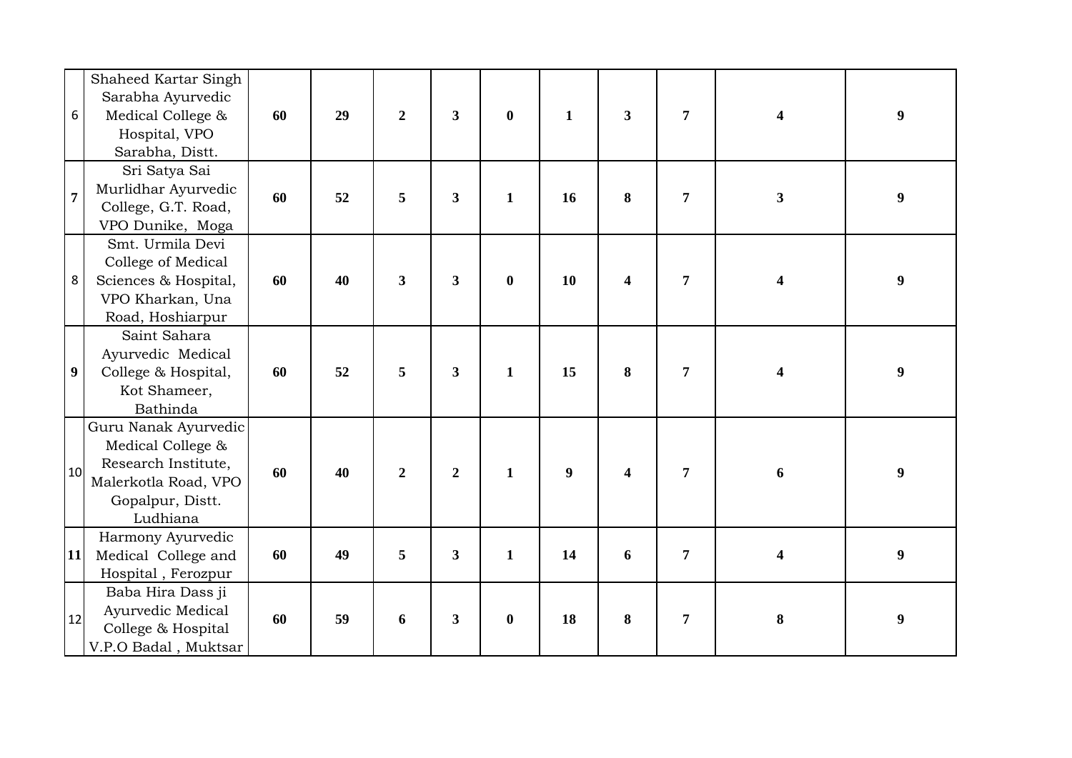| | | | | | | | | | | | |
|---|---|---|---|---|---|---|---|---|---|---|---|
| 6 | Shaheed Kartar Singh Sarabha Ayurvedic Medical College & Hospital, VPO Sarabha, Distt. | **60** | **29** | **2** | **3** | **0** | **1** | **3** | **7** | **4** | **9** |
| **7** | Sri Satya Sai Murlidhar Ayurvedic College, G.T. Road, VPO Dunike, Moga | **60** | **52** | **5** | **3** | **1** | **16** | **8** | **7** | **3** | **9** |
| 8 | Smt. Urmila Devi College of Medical Sciences & Hospital, VPO Kharkan, Una Road, Hoshiarpur | **60** | **40** | **3** | **3** | **0** | **10** | **4** | **7** | **4** | **9** |
| **9** | Saint Sahara Ayurvedic Medical College & Hospital, Kot Shameer, Bathinda | **60** | **52** | **5** | **3** | **1** | **15** | **8** | **7** | **4** | **9** |
| 10 | Guru Nanak Ayurvedic Medical College & Research Institute, Malerkotla Road, VPO Gopalpur, Distt. Ludhiana | **60** | **40** | **2** | **2** | **1** | **9** | **4** | **7** | **6** | **9** |
| **11** | Harmony Ayurvedic Medical College and Hospital , Ferozpur | **60** | **49** | **5** | **3** | **1** | **14** | **6** | **7** | **4** | **9** |
| 12 | Baba Hira Dass ji Ayurvedic Medical College & Hospital V.P.O Badal , Muktsar | **60** | **59** | **6** | **3** | **0** | **18** | **8** | **7** | **8** | **9** |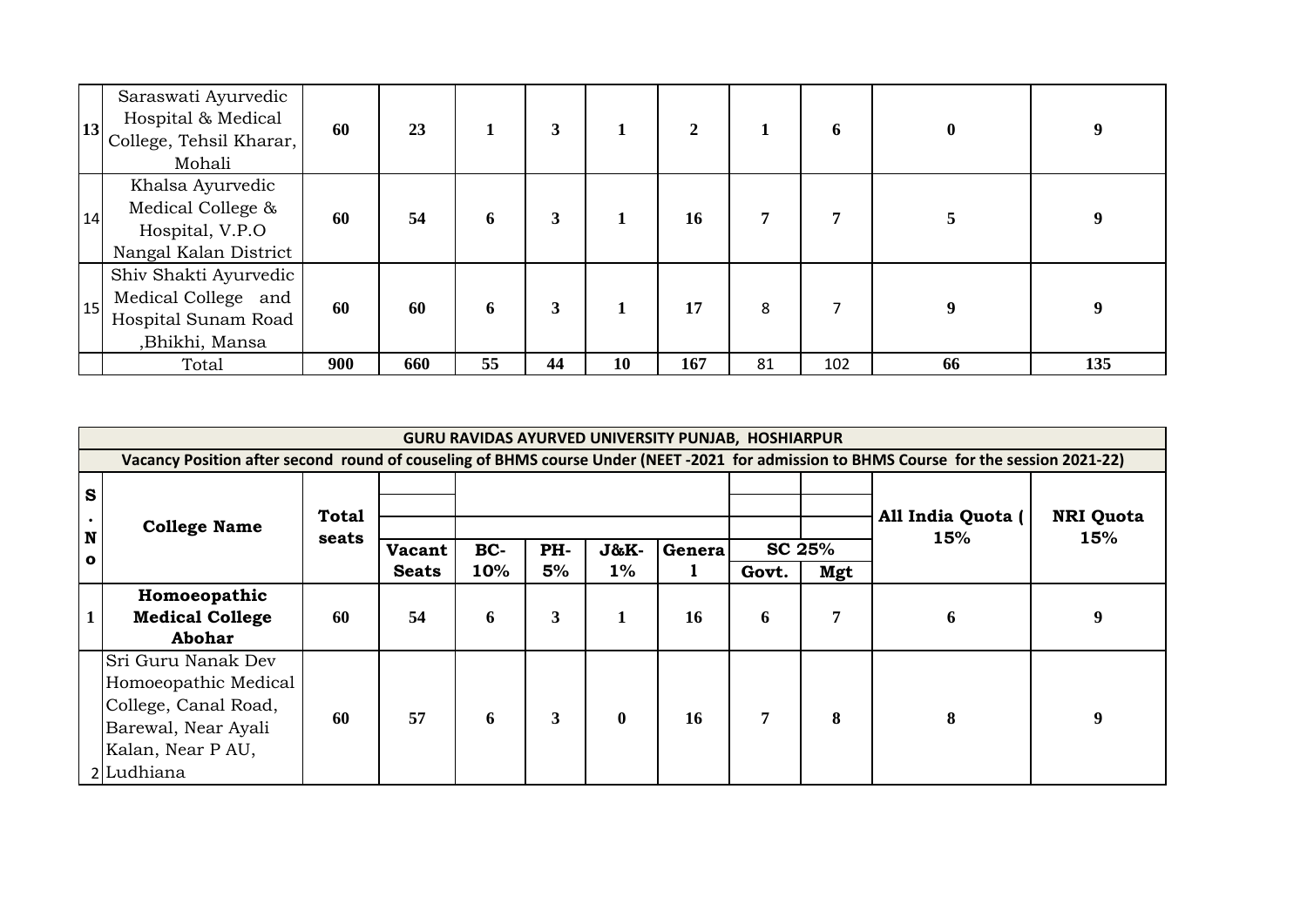| 13 | Saraswati Ayurvedic Hospital & Medical College, Tehsil Kharar, Mohali | 60 | 23 | 1 | 3 | 1 | 2 | 1 | 6 | 0 | 9 |
|---|---|---|---|---|---|---|---|---|---|---|---|
| 14 | Khalsa Ayurvedic Medical College & Hospital, V.P.O Nangal Kalan District | 60 | 54 | 6 | 3 | 1 | 16 | 7 | 7 | 5 | 9 |
| 15 | Shiv Shakti Ayurvedic Medical College and Hospital Sunam Road ,Bhikhi, Mansa | 60 | 60 | 6 | 3 | 1 | 17 | 8 | 7 | 9 | 9 |
| | Total | 900 | 660 | 55 | 44 | 10 | 167 | 81 | 102 | 66 | 135 |

**GURU RAVIDAS AYURVED UNIVERSITY PUNJAB, HOSHIARPUR**

**Vacancy Position after second round of couseling of BHMS course Under (NEET -2021 for admission to BHMS Course for the session 2021-22)**

| S. No | College Name | Total seats | Vacant Seats | BC-10% | PH-5% | J&K-1% | General | SC 25% | | All India Quota ( 15% | NRI Quota 15% |
|---|---|---|---|---|---|---|---|---|---|---|---|
| | | | | | | | | Govt. | Mgt | | |
| 1 | **Homoeopathic Medical College Abohar** | 60 | 54 | 6 | 3 | 1 | 16 | 6 | 7 | 6 | 9 |
| 2 | Sri Guru Nanak Dev Homoeopathic Medical College, Canal Road, Barewal, Near Ayali Kalan, Near P AU, Ludhiana | 60 | 57 | 6 | 3 | 0 | 16 | 7 | 8 | 8 | 9 |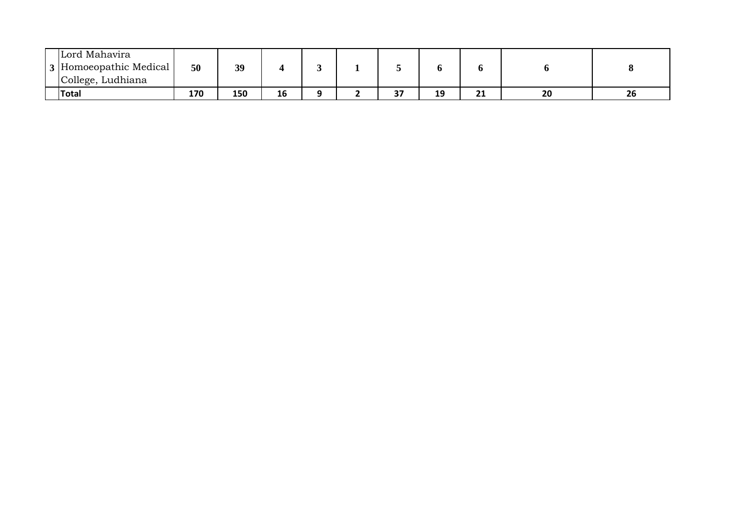| | | | | | | | | | | | |
|---|---|---|---|---|---|---|---|---|---|---|---|
| 3 | Lord Mahavira Homoeopathic Medical College, Ludhiana | 50 | 39 | 4 | 3 | 1 | 5 | 6 | 6 | 6 | 8 |
| | Total | 170 | 150 | 16 | 9 | 2 | 37 | 19 | 21 | 20 | 26 |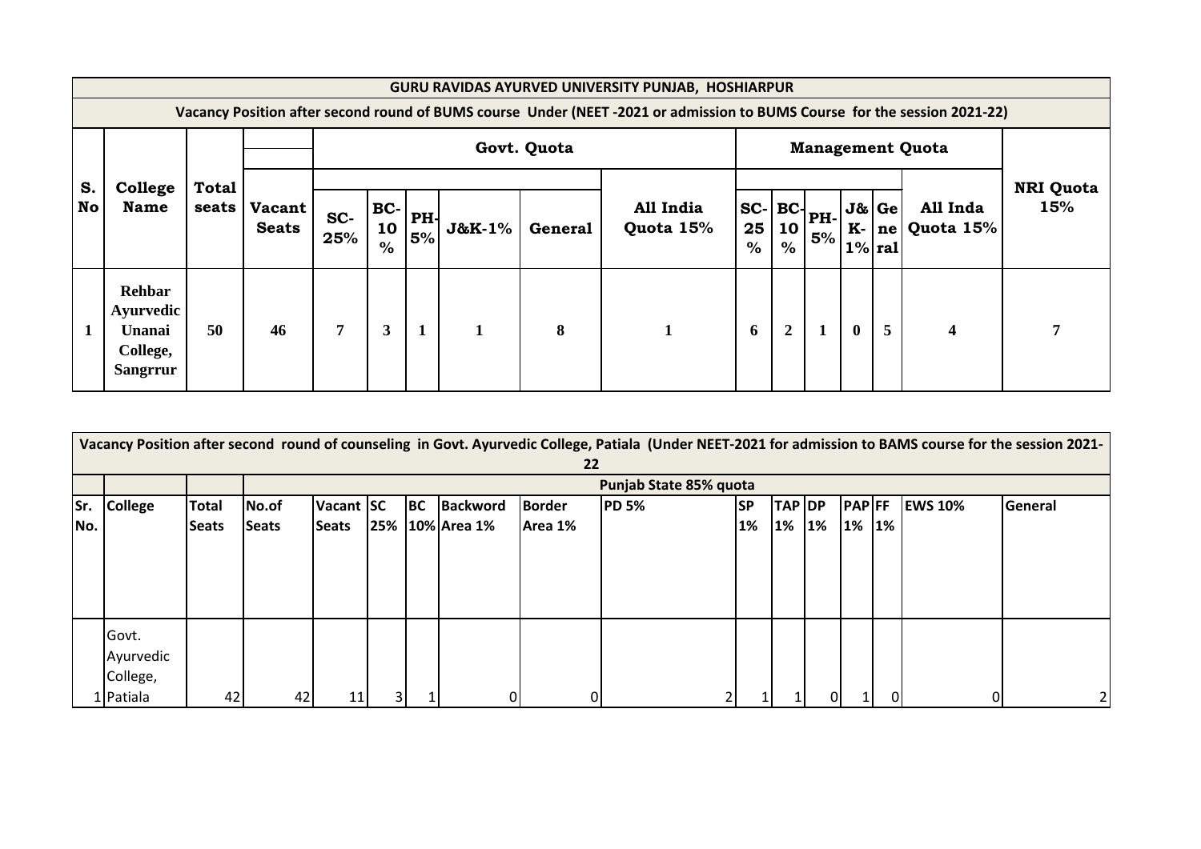| GURU RAVIDAS AYURVED UNIVERSITY PUNJAB, HOSHIARPUR | | | | | | | | | | | | | | | | | |
|---|---|---|---|---|---|---|---|---|---|---|---|---|---|---|---|---|---|
| Vacancy Position after second round of BUMS course Under (NEET -2021 or admission to BUMS Course for the session 2021-22) | | | | | | | | | | | | | | | | | |
| S. No | College Name | Total seats | | Govt. Quota | | | | | | Management Quota | | | | | | | NRI Quota 15% |
| | | | Vacant Seats | SC-25% | BC-10 % | PH-5% | J&K-1% | General | All India Quota 15% | SC-25 % | BC-10 % | PH-5% | J& K-1% | General | All Inda Quota 15% | | |
| 1 | Rehbar Ayurvedic Unanai College, Sangrrur | 50 | 46 | 7 | 3 | 1 | 1 | 8 | 1 | 6 | 2 | 1 | 0 | 5 | 4 | | 7 |

| Vacancy Position after second round of counseling in Govt. Ayurvedic College, Patiala (Under NEET-2021 for admission to BAMS course for the session 2021-22 | | | | | | | | | | | | | | | | | |
|---|---|---|---|---|---|---|---|---|---|---|---|---|---|---|---|---|---|
| | | | Punjab State 85% quota | | | | | | | | | | | | | | |
| Sr. No. | College | Total Seats | No.of Seats | Vacant Seats | SC 25% | BC 10% | Backword Area 1% | Border Area 1% | PD 5% | SP 1% | TAP 1% | DP 1% | PAP 1% | FF 1% | EWS 10% | General |
| 1 | Govt. Ayurvedic College, Patiala | 42 | 42 | 11 | 3 | 1 | 0 | 0 | 2 | 1 | 1 | 0 | 1 | 0 | 0 | 2 |